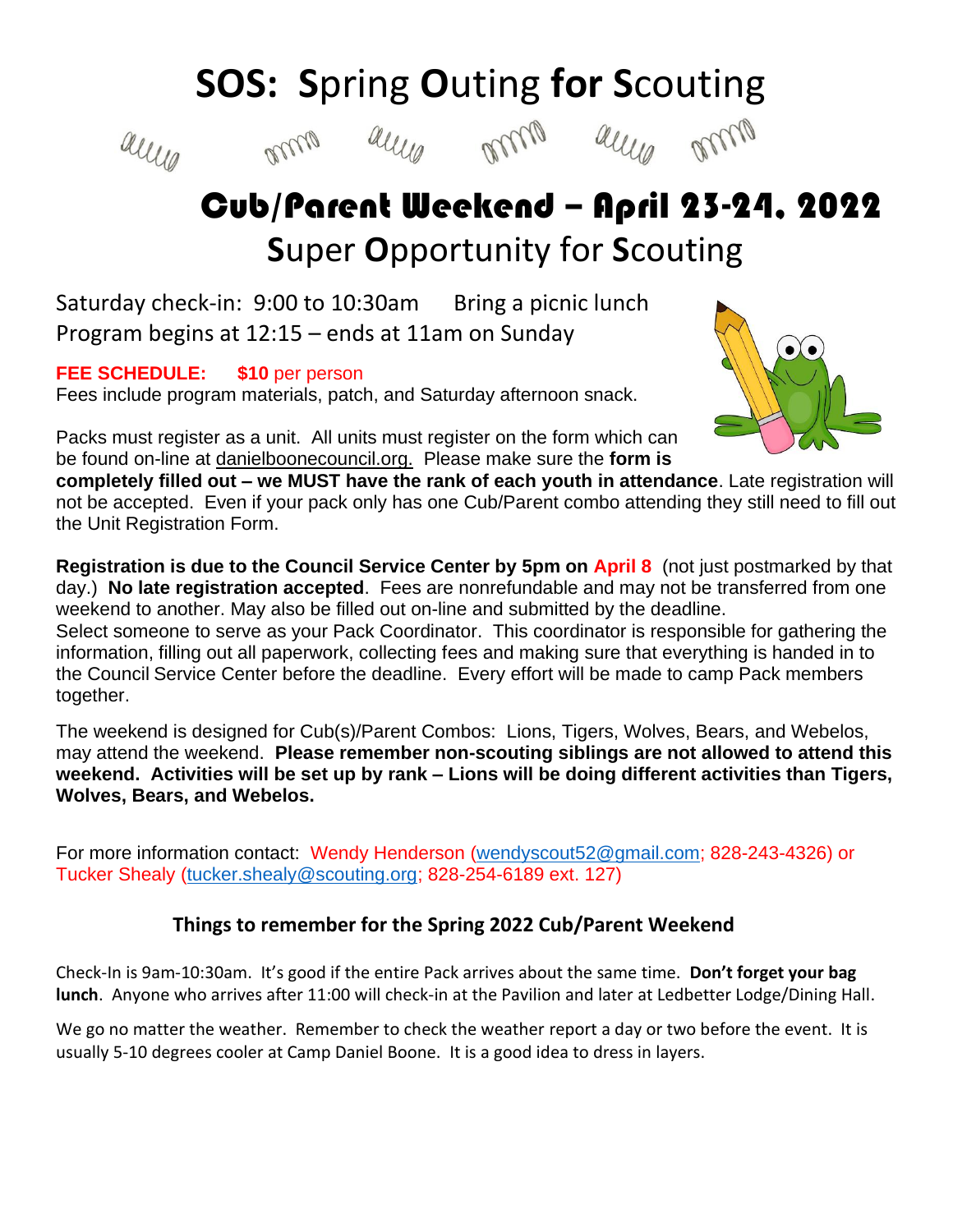# SOS: Spring Outing for Scouting

## Cub/Parent Weekend – April 23-24, 2022

## Super Opportunity for Scouting

Saturday check-in: 9:00 to 10:30am     Bring a picnic lunch
Program begins at 12:15 – ends at 11am on Sunday

**FEE SCHEDULE:** **$10** per person
Fees include program materials, patch, and Saturday afternoon snack.

Packs must register as a unit. All units must register on the form which can be found on-line at danielboonecouncil.org. Please make sure the **form is completely filled out – we MUST have the rank of each youth in attendance**. Late registration will not be accepted. Even if your pack only has one Cub/Parent combo attending they still need to fill out the Unit Registration Form.

**Registration is due to the Council Service Center by 5pm on April 8** (not just postmarked by that day.) **No late registration accepted**. Fees are nonrefundable and may not be transferred from one weekend to another. May also be filled out on-line and submitted by the deadline.
Select someone to serve as your Pack Coordinator. This coordinator is responsible for gathering the information, filling out all paperwork, collecting fees and making sure that everything is handed in to the Council Service Center before the deadline. Every effort will be made to camp Pack members together.

The weekend is designed for Cub(s)/Parent Combos: Lions, Tigers, Wolves, Bears, and Webelos, may attend the weekend. **Please remember non-scouting siblings are not allowed to attend this weekend. Activities will be set up by rank – Lions will be doing different activities than Tigers, Wolves, Bears, and Webelos.**

For more information contact: Wendy Henderson (wendyscout52@gmail.com; 828-243-4326) or Tucker Shealy (tucker.shealy@scouting.org; 828-254-6189 ext. 127)

### Things to remember for the Spring 2022 Cub/Parent Weekend

Check-In is 9am-10:30am. It's good if the entire Pack arrives about the same time. **Don't forget your bag lunch**. Anyone who arrives after 11:00 will check-in at the Pavilion and later at Ledbetter Lodge/Dining Hall.

We go no matter the weather. Remember to check the weather report a day or two before the event. It is usually 5-10 degrees cooler at Camp Daniel Boone. It is a good idea to dress in layers.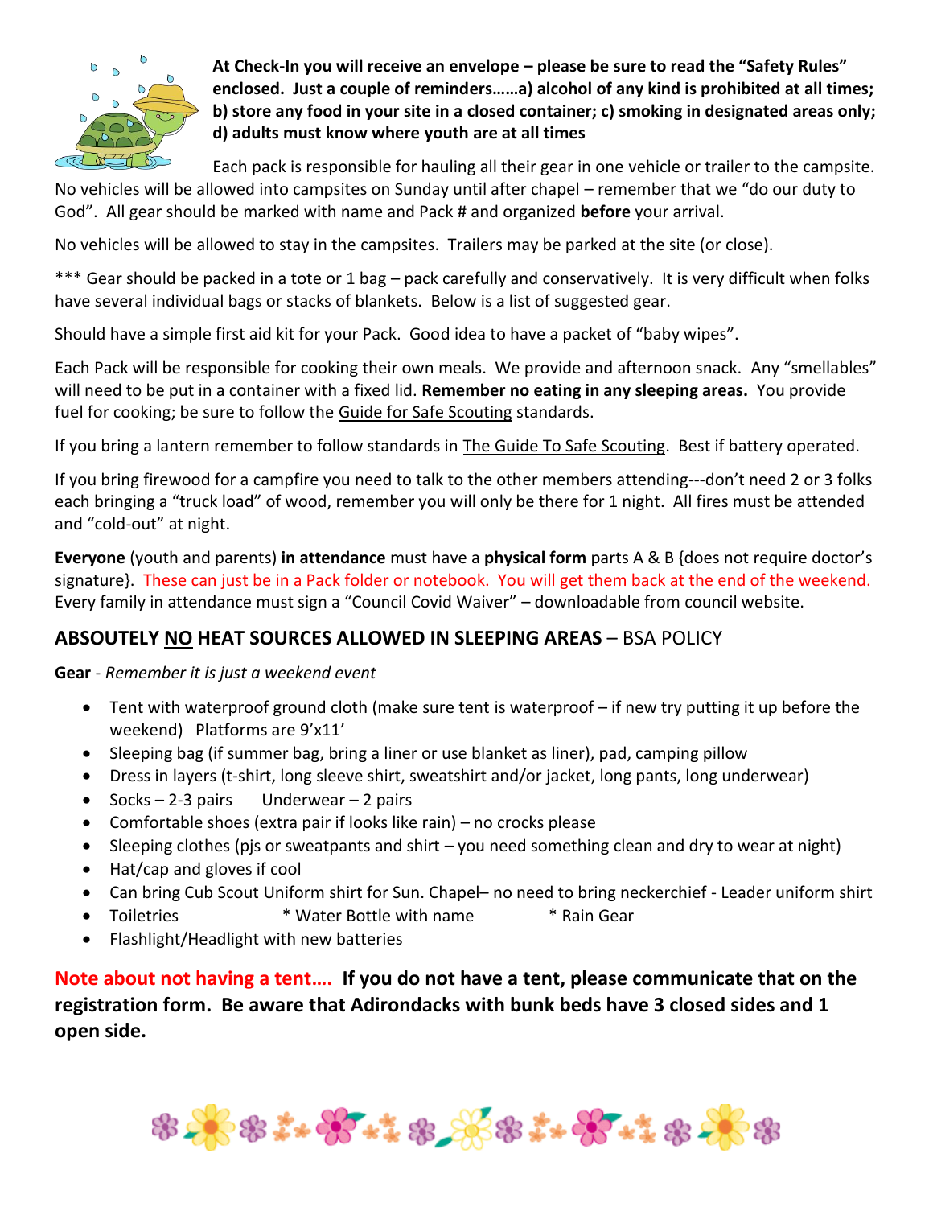**At Check-In you will receive an envelope – please be sure to read the "Safety Rules" enclosed. Just a couple of reminders……a) alcohol of any kind is prohibited at all times; b) store any food in your site in a closed container; c) smoking in designated areas only; d) adults must know where youth are at all times**

Each pack is responsible for hauling all their gear in one vehicle or trailer to the campsite. No vehicles will be allowed into campsites on Sunday until after chapel – remember that we "do our duty to God". All gear should be marked with name and Pack # and organized **before** your arrival.

No vehicles will be allowed to stay in the campsites. Trailers may be parked at the site (or close).

*** Gear should be packed in a tote or 1 bag – pack carefully and conservatively. It is very difficult when folks have several individual bags or stacks of blankets. Below is a list of suggested gear.

Should have a simple first aid kit for your Pack. Good idea to have a packet of "baby wipes".

Each Pack will be responsible for cooking their own meals. We provide and afternoon snack. Any "smellables" will need to be put in a container with a fixed lid. **Remember no eating in any sleeping areas.** You provide fuel for cooking; be sure to follow the Guide for Safe Scouting standards.

If you bring a lantern remember to follow standards in The Guide To Safe Scouting. Best if battery operated.

If you bring firewood for a campfire you need to talk to the other members attending---don't need 2 or 3 folks each bringing a "truck load" of wood, remember you will only be there for 1 night. All fires must be attended and "cold-out" at night.

**Everyone** (youth and parents) **in attendance** must have a **physical form** parts A & B {does not require doctor's signature}. These can just be in a Pack folder or notebook. You will get them back at the end of the weekend. Every family in attendance must sign a "Council Covid Waiver" – downloadable from council website.

## ABSOUTELY NO HEAT SOURCES ALLOWED IN SLEEPING AREAS – BSA POLICY

**Gear** - *Remember it is just a weekend event*

- Tent with waterproof ground cloth (make sure tent is waterproof – if new try putting it up before the weekend) Platforms are 9'x11'
- Sleeping bag (if summer bag, bring a liner or use blanket as liner), pad, camping pillow
- Dress in layers (t-shirt, long sleeve shirt, sweatshirt and/or jacket, long pants, long underwear)
- Socks – 2-3 pairs Underwear – 2 pairs
- Comfortable shoes (extra pair if looks like rain) – no crocks please
- Sleeping clothes (pjs or sweatpants and shirt – you need something clean and dry to wear at night)
- Hat/cap and gloves if cool
- Can bring Cub Scout Uniform shirt for Sun. Chapel– no need to bring neckerchief - Leader uniform shirt
- Toiletries * Water Bottle with name * Rain Gear
- Flashlight/Headlight with new batteries

**Note about not having a tent…. If you do not have a tent, please communicate that on the registration form. Be aware that Adirondacks with bunk beds have 3 closed sides and 1 open side.**